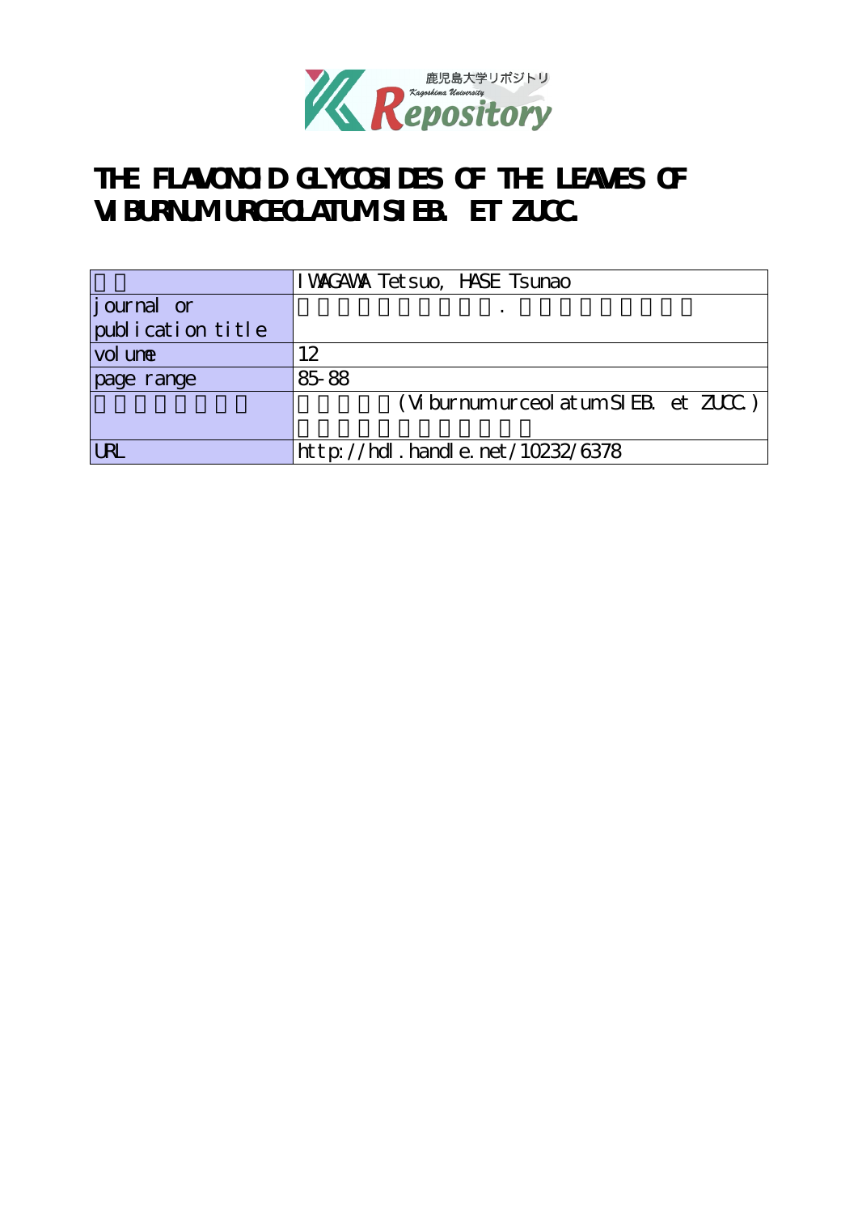鹿児島大学リポジトリ
Kagoshima University
Repository

# THE FLAVONOID GLYCOSIDES OF THE LEAVES OF VIBURNUM URCEOLATUM SIEB. ET ZUCC.

| | |
|---|---|
| | IWAGAWA Tetsuo, HASE Tsunao |
| journal or publication title | . |
| volume | 12 |
| page range | 85-88 |
| | (Viburnum urceolatum SIEB. et ZUCC.) |
| URL | http://hdl.handle.net/10232/6378 |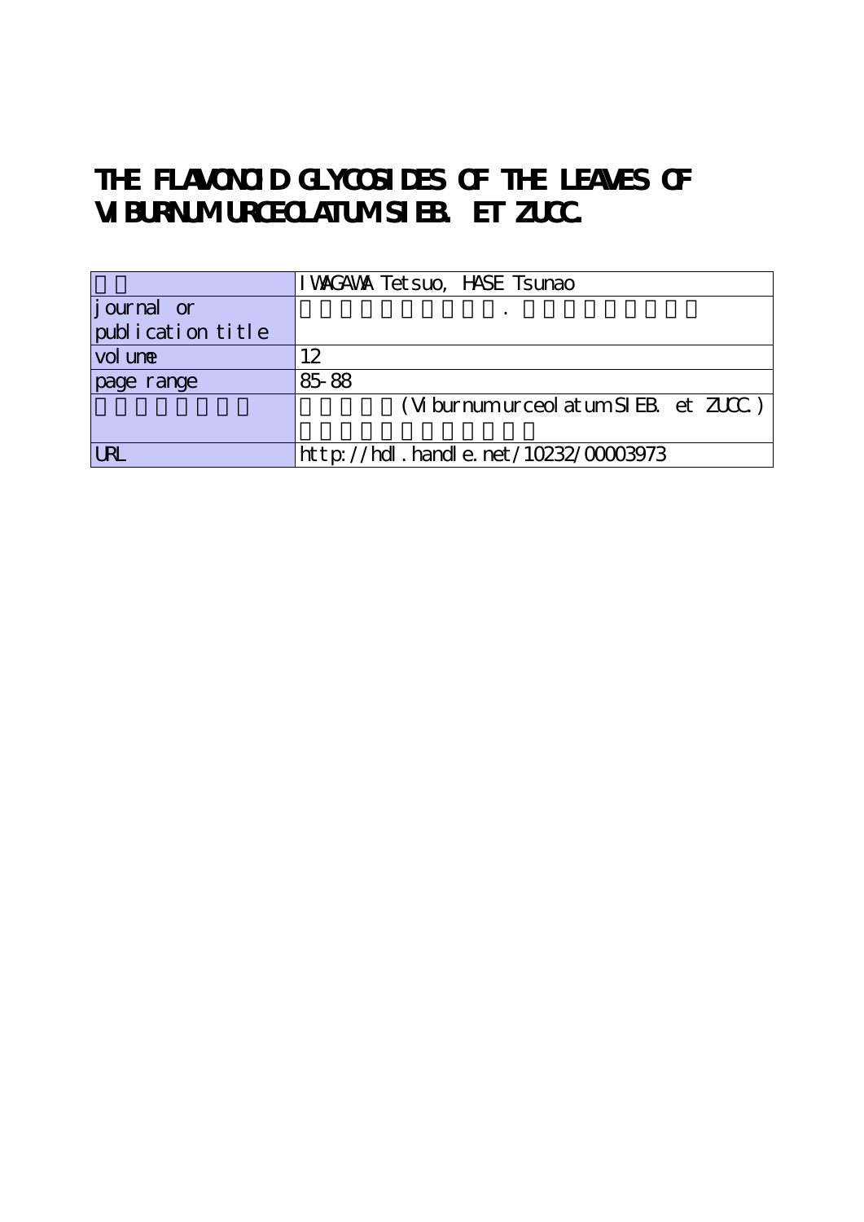# THE FLAVONOID GLYCOSIDES OF THE LEAVES OF VIBURNUM URCEOLATUM SIEB. ET ZUCC.

| | |
|---|---|
| | IWAGAWA Tetsuo, HASE Tsunao |
| journal or publication title | . |
| volume | 12 |
| page range | 85-88 |
| | (Viburnum urceolatum SIEB. et ZUCC.) |
| URL | http://hdl.handle.net/10232/00003973 |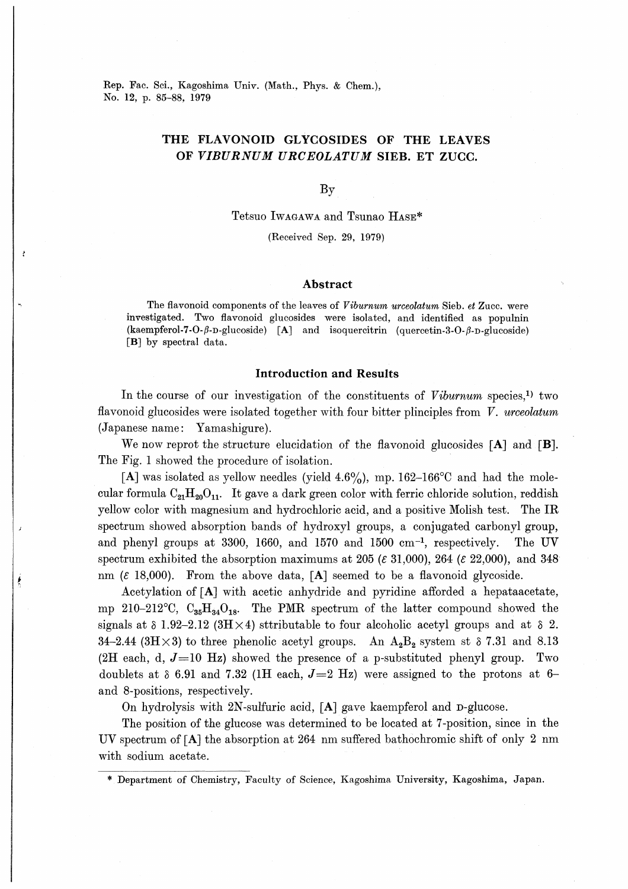Rep. Fac. Sci., Kagoshima Univ. (Math., Phys. & Chem.),
No. 12, p. 85–88, 1979

# THE FLAVONOID GLYCOSIDES OF THE LEAVES OF *VIBURNUM URCEOLATUM* SIEB. ET ZUCC.

By

Tetsuo IWAGAWA and Tsunao HASE*

(Received Sep. 29, 1979)

## Abstract

The flavonoid components of the leaves of *Viburnum urceolatum* Sieb. *et* Zucc. were investigated. Two flavonoid glucosides were isolated, and identified as populnin (kaempferol-7-O-β-D-glucoside) [A] and isoquercitrin (quercetin-3-O-β-D-glucoside) [B] by spectral data.

## Introduction and Results

In the course of our investigation of the constituents of *Viburnum* species,[1] two flavonoid glucosides were isolated together with four bitter plinciples from *V. urceolatum* (Japanese name: Yamashigure).

We now reprot the structure elucidation of the flavonoid glucosides [**A**] and [**B**]. The Fig. 1 showed the procedure of isolation.

[**A**] was isolated as yellow needles (yield 4.6%), mp. 162–166°C and had the molecular formula $C_{21}H_{20}O_{11}$. It gave a dark green color with ferric chloride solution, reddish yellow color with magnesium and hydrochloric acid, and a positive Molish test. The IR spectrum showed absorption bands of hydroxyl groups, a conjugated carbonyl group, and phenyl groups at 3300, 1660, and 1570 and 1500 cm$^{-1}$, respectively. The UV spectrum exhibited the absorption maximums at 205 ($\varepsilon$ 31,000), 264 ($\varepsilon$ 22,000), and 348 nm ($\varepsilon$ 18,000). From the above data, [**A**] seemed to be a flavonoid glycoside.

Acetylation of [**A**] with acetic anhydride and pyridine afforded a hepataacetate, mp 210–212°C, $C_{35}H_{34}O_{18}$. The PMR spectrum of the latter compound showed the signals at $\delta$ 1.92–2.12 (3H×4) sttributable to four alcoholic acetyl groups and at $\delta$ 2.34–2.44 (3H×3) to three phenolic acetyl groups. An $A_2B_2$ system st $\delta$ 7.31 and 8.13 (2H each, d, $J$=10 Hz) showed the presence of a p-substituted phenyl group. Two doublets at $\delta$ 6.91 and 7.32 (1H each, $J$=2 Hz) were assigned to the protons at 6- and 8-positions, respectively.

On hydrolysis with 2N-sulfuric acid, [**A**] gave kaempferol and D-glucose.

The position of the glucose was determined to be located at 7-position, since in the UV spectrum of [**A**] the absorption at 264 nm suffered bathochromic shift of only 2 nm with sodium acetate.

\* Department of Chemistry, Faculty of Science, Kagoshima University, Kagoshima, Japan.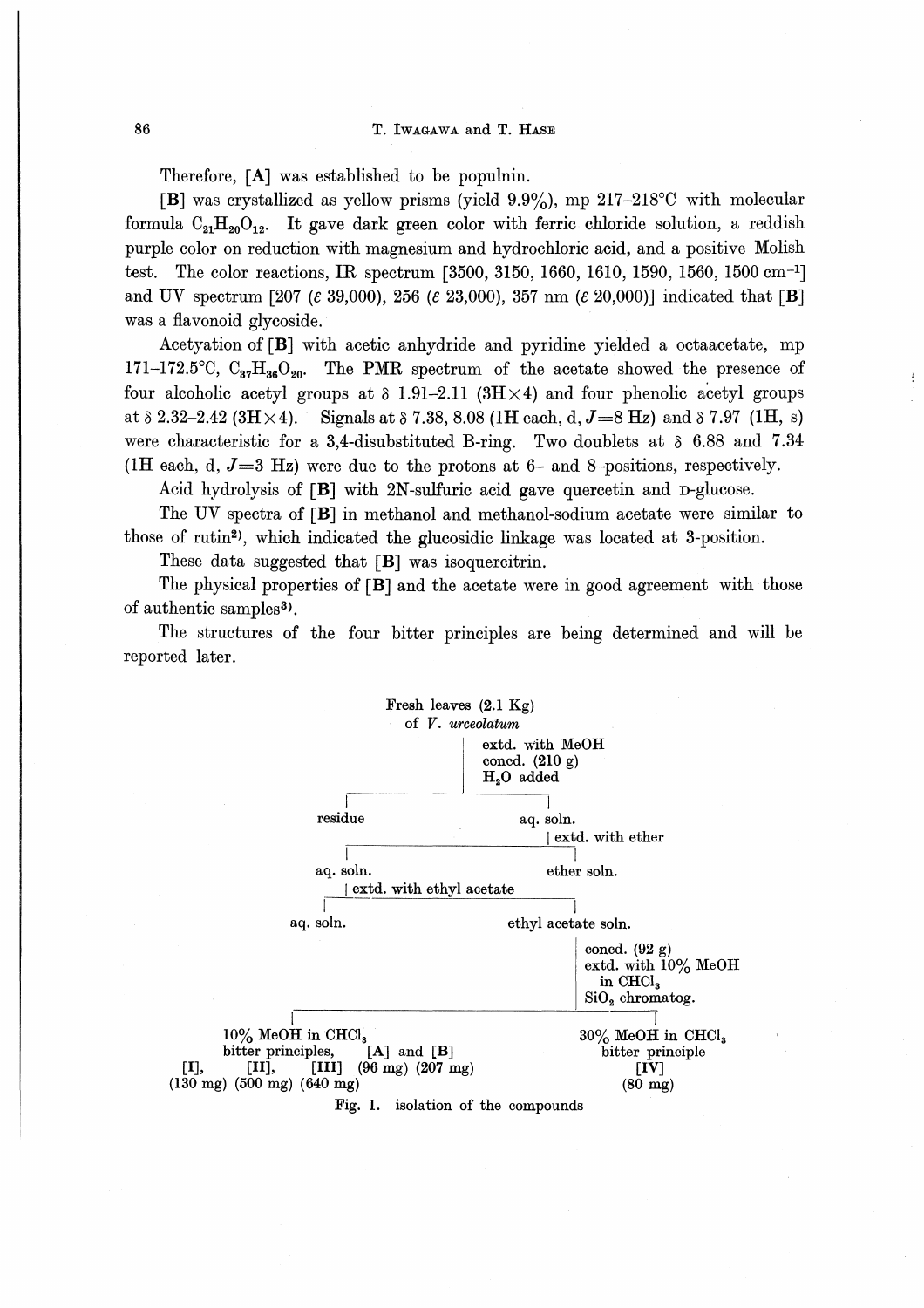Therefore, [A] was established to be populnin.

[B] was crystallized as yellow prisms (yield 9.9%), mp 217–218°C with molecular formula $C_{21}H_{20}O_{12}$. It gave dark green color with ferric chloride solution, a reddish purple color on reduction with magnesium and hydrochloric acid, and a positive Molish test. The color reactions, IR spectrum [3500, 3150, 1660, 1610, 1590, 1560, 1500 $cm^{-1}$] and UV spectrum [207 ($\varepsilon$ 39,000), 256 ($\varepsilon$ 23,000), 357 nm ($\varepsilon$ 20,000)] indicated that [B] was a flavonoid glycoside.

Acetyation of [B] with acetic anhydride and pyridine yielded a octaacetate, mp 171–172.5°C, $C_{37}H_{36}O_{20}$. The PMR spectrum of the acetate showed the presence of four alcoholic acetyl groups at $\delta$ 1.91–2.11 (3H×4) and four phenolic acetyl groups at $\delta$ 2.32–2.42 (3H×4). Signals at $\delta$ 7.38, 8.08 (1H each, d, $J$=8 Hz) and $\delta$ 7.97 (1H, s) were characteristic for a 3,4-disubstituted B-ring. Two doublets at $\delta$ 6.88 and 7.34 (1H each, d, $J$=3 Hz) were due to the protons at 6– and 8–positions, respectively.

Acid hydrolysis of [B] with 2N-sulfuric acid gave quercetin and D-glucose.

The UV spectra of [B] in methanol and methanol-sodium acetate were similar to those of rutin[2], which indicated the glucosidic linkage was located at 3-position.

These data suggested that [B] was isoquercitrin.

The physical properties of [B] and the acetate were in good agreement with those of authentic samples[3].

The structures of the four bitter principles are being determined and will be reported later.

```
Fresh leaves (2.1 Kg)
  of V. urceolatum
        | extd. with MeOH
        | concd. (210 g)
        | H2O added
   ┌────┴──────────────┐
residue             aq. soln.
                       | extd. with ether
          ┌────────────┴───────────┐
       aq. soln.               ether soln.
          | extd. with ethyl acetate
   ┌──────┴─────────────────┐
aq. soln.            ethyl acetate soln.
                          | concd. (92 g)
                          | extd. with 10% MeOH in CHCl3
                          | SiO2 chromatog.
   ┌──────────────────────┴──────────────────────┐
10% MeOH in CHCl3                        30% MeOH in CHCl3
bitter principles,      [A] and [B]       bitter principle
[I],      [II],     [III]  (96 mg) (207 mg)      [IV]
(130 mg) (500 mg) (640 mg)                     (80 mg)
```

Fig. 1. isolation of the compounds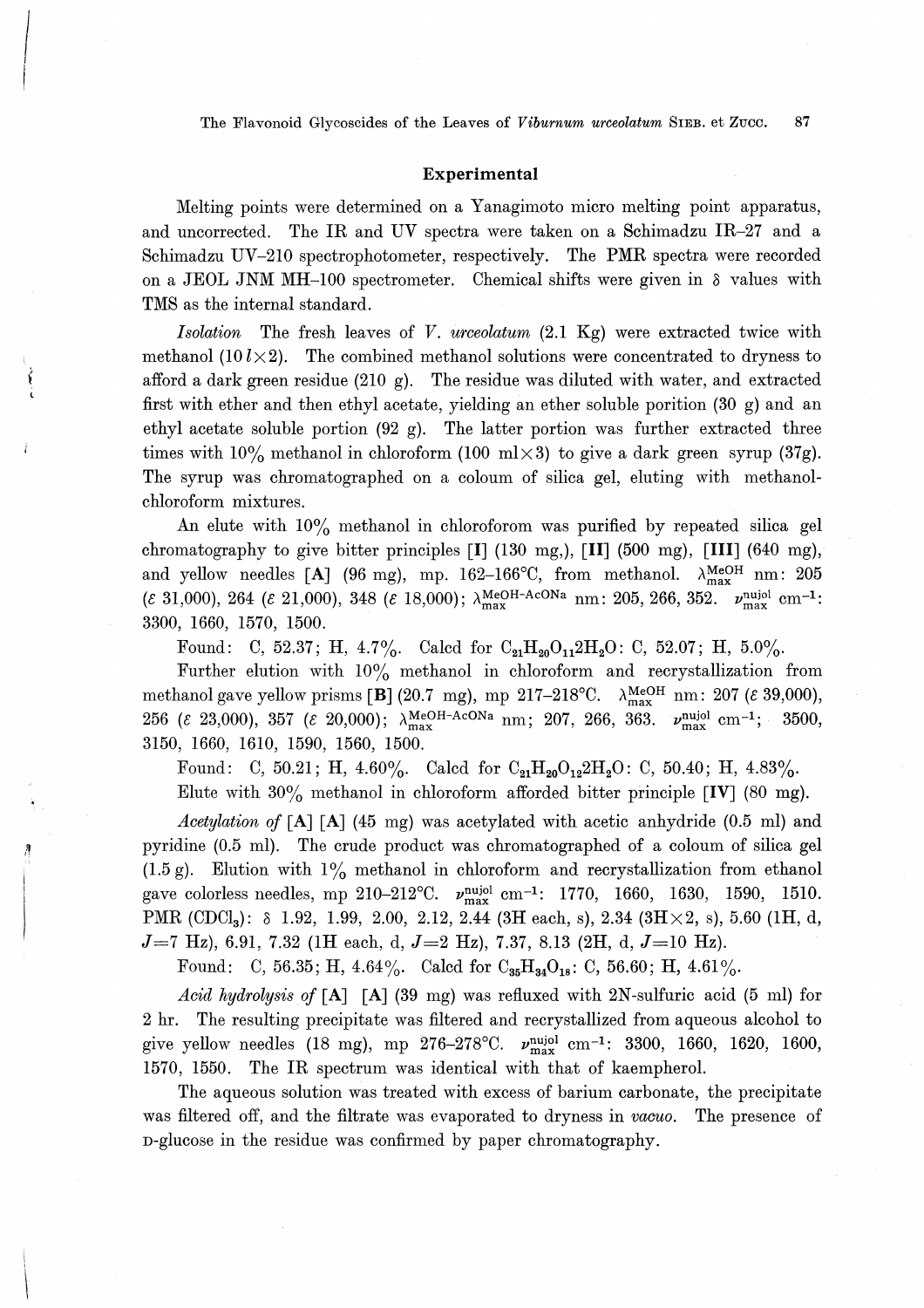## Experimental

Melting points were determined on a Yanagimoto micro melting point apparatus, and uncorrected. The IR and UV spectra were taken on a Schimadzu IR–27 and a Schimadzu UV–210 spectrophotometer, respectively. The PMR spectra were recorded on a JEOL JNM MH–100 spectrometer. Chemical shifts were given in $\delta$ values with TMS as the internal standard.

*Isolation* The fresh leaves of *V. urceolatum* (2.1 Kg) were extracted twice with methanol ($10\,l \times 2$). The combined methanol solutions were concentrated to dryness to afford a dark green residue (210 g). The residue was diluted with water, and extracted first with ether and then ethyl acetate, yielding an ether soluble porition (30 g) and an ethyl acetate soluble portion (92 g). The latter portion was further extracted three times with 10% methanol in chloroform (100 ml×3) to give a dark green syrup (37g). The syrup was chromatographed on a coloum of silica gel, eluting with methanol-chloroform mixtures.

An elute with 10% methanol in chloroforom was purified by repeated silica gel chromatography to give bitter principles [I] (130 mg,), [II] (500 mg), [III] (640 mg), and yellow needles [A] (96 mg), mp. 162–166°C, from methanol. $\lambda_{max}^{MeOH}$ nm: 205 ($\varepsilon$ 31,000), 264 ($\varepsilon$ 21,000), 348 ($\varepsilon$ 18,000); $\lambda_{max}^{MeOH\text{-}AcONa}$ nm: 205, 266, 352. $\nu_{max}^{nujol}$ cm$^{-1}$: 3300, 1660, 1570, 1500.

Found: C, 52.37; H, 4.7%. Calcd for $C_{21}H_{20}O_{11}2H_2O$: C, 52.07; H, 5.0%.

Further elution with 10% methanol in chloroform and recrystallization from methanol gave yellow prisms [B] (20.7 mg), mp 217–218°C. $\lambda_{max}^{MeOH}$ nm: 207 ($\varepsilon$ 39,000), 256 ($\varepsilon$ 23,000), 357 ($\varepsilon$ 20,000); $\lambda_{max}^{MeOH\text{-}AcONa}$ nm; 207, 266, 363. $\nu_{max}^{nujol}$ cm$^{-1}$; 3500, 3150, 1660, 1610, 1590, 1560, 1500.

Found: C, 50.21; H, 4.60%. Calcd for $C_{21}H_{20}O_{12}2H_2O$: C, 50.40; H, 4.83%.

Elute with 30% methanol in chloroform afforded bitter principle [IV] (80 mg).

*Acetylation of* [A] [A] (45 mg) was acetylated with acetic anhydride (0.5 ml) and pyridine (0.5 ml). The crude product was chromatographed of a coloum of silica gel (1.5 g). Elution with 1% methanol in chloroform and recrystallization from ethanol gave colorless needles, mp 210–212°C. $\nu_{max}^{nujol}$ cm$^{-1}$: 1770, 1660, 1630, 1590, 1510. PMR ($CDCl_3$): $\delta$ 1.92, 1.99, 2.00, 2.12, 2.44 (3H each, s), 2.34 (3H×2, s), 5.60 (1H, d, $J$=7 Hz), 6.91, 7.32 (1H each, d, $J$=2 Hz), 7.37, 8.13 (2H, d, $J$=10 Hz).

Found: C, 56.35; H, 4.64%. Calcd for $C_{35}H_{34}O_{18}$: C, 56.60; H, 4.61%.

*Acid hydrolysis of* [A] [A] (39 mg) was refluxed with 2N-sulfuric acid (5 ml) for 2 hr. The resulting precipitate was filtered and recrystallized from aqueous alcohol to give yellow needles (18 mg), mp 276–278°C. $\nu_{max}^{nujol}$ cm$^{-1}$: 3300, 1660, 1620, 1600, 1570, 1550. The IR spectrum was identical with that of kaempherol.

The aqueous solution was treated with excess of barium carbonate, the precipitate was filtered off, and the filtrate was evaporated to dryness in *vacuo*. The presence of D-glucose in the residue was confirmed by paper chromatography.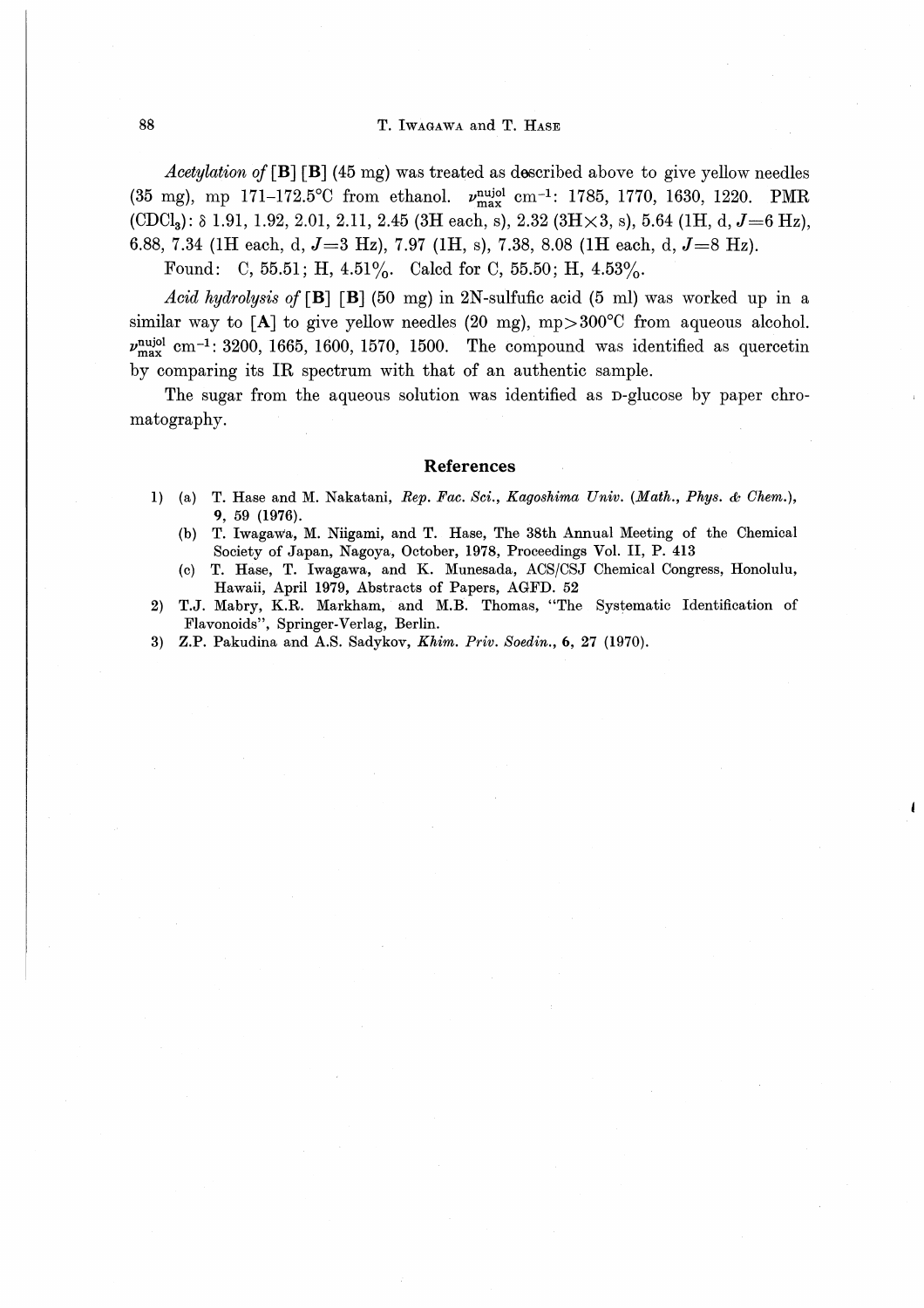*Acetylation of* [**B**] [**B**] (45 mg) was treated as described above to give yellow needles (35 mg), mp 171–172.5°C from ethanol. $\nu_{max}^{nujol}$ cm$^{-1}$: 1785, 1770, 1630, 1220. PMR ($CDCl_3$): δ 1.91, 1.92, 2.01, 2.11, 2.45 (3H each, s), 2.32 (3H×3, s), 5.64 (1H, d, $J$=6 Hz), 6.88, 7.34 (1H each, d, $J$=3 Hz), 7.97 (1H, s), 7.38, 8.08 (1H each, d, $J$=8 Hz).

Found: C, 55.51; H, 4.51%. Calcd for C, 55.50; H, 4.53%.

*Acid hydrolysis of* [**B**] [**B**] (50 mg) in 2N-sulfufic acid (5 ml) was worked up in a similar way to [**A**] to give yellow needles (20 mg), mp>300°C from aqueous alcohol. $\nu_{max}^{nujol}$ cm$^{-1}$: 3200, 1665, 1600, 1570, 1500. The compound was identified as quercetin by comparing its IR spectrum with that of an authentic sample.

The sugar from the aqueous solution was identified as D-glucose by paper chromatography.

## References

1) (a) T. Hase and M. Nakatani, *Rep. Fac. Sci., Kagoshima Univ. (Math., Phys. & Chem.)*, **9**, 59 (1976).
   (b) T. Iwagawa, M. Niigami, and T. Hase, The 38th Annual Meeting of the Chemical Society of Japan, Nagoya, October, 1978, Proceedings Vol. II, P. 413
   (c) T. Hase, T. Iwagawa, and K. Munesada, ACS/CSJ Chemical Congress, Honolulu, Hawaii, April 1979, Abstracts of Papers, AGFD. 52
2) T.J. Mabry, K.R. Markham, and M.B. Thomas, "The Systematic Identification of Flavonoids", Springer-Verlag, Berlin.
3) Z.P. Pakudina and A.S. Sadykov, *Khim. Priv. Soedin.*, **6**, 27 (1970).